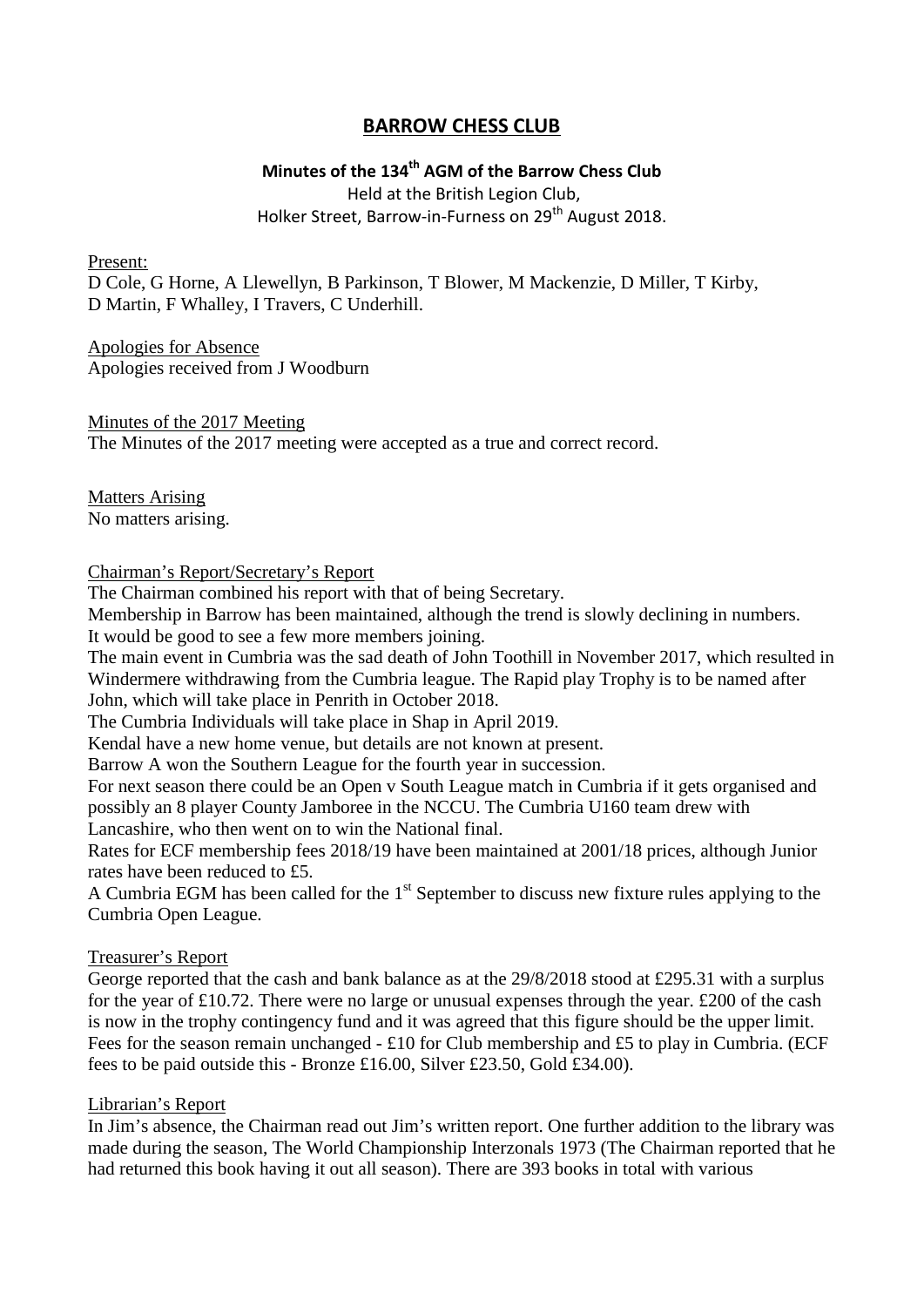# BARROW CHESS CLUB

### Minutes of the 134th AGM of the Barrow Chess Club

Held at the British Legion Club,
Holker Street, Barrow-in-Furness on 29th August 2018.

Present:
D Cole, G Horne, A Llewellyn, B Parkinson, T Blower, M Mackenzie, D Miller, T Kirby, D Martin, F Whalley, I Travers, C Underhill.

Apologies for Absence
Apologies received from J Woodburn

Minutes of the 2017 Meeting
The Minutes of the 2017 meeting were accepted as a true and correct record.

Matters Arising
No matters arising.

Chairman's Report/Secretary's Report
The Chairman combined his report with that of being Secretary.
Membership in Barrow has been maintained, although the trend is slowly declining in numbers.
It would be good to see a few more members joining.
The main event in Cumbria was the sad death of John Toothill in November 2017, which resulted in Windermere withdrawing from the Cumbria league. The Rapid play Trophy is to be named after John, which will take place in Penrith in October 2018.
The Cumbria Individuals will take place in Shap in April 2019.
Kendal have a new home venue, but details are not known at present.
Barrow A won the Southern League for the fourth year in succession.
For next season there could be an Open v South League match in Cumbria if it gets organised and possibly an 8 player County Jamboree in the NCCU. The Cumbria U160 team drew with Lancashire, who then went on to win the National final.
Rates for ECF membership fees 2018/19 have been maintained at 2001/18 prices, although Junior rates have been reduced to £5.
A Cumbria EGM has been called for the 1st September to discuss new fixture rules applying to the Cumbria Open League.

Treasurer's Report
George reported that the cash and bank balance as at the 29/8/2018 stood at £295.31 with a surplus for the year of £10.72. There were no large or unusual expenses through the year. £200 of the cash is now in the trophy contingency fund and it was agreed that this figure should be the upper limit. Fees for the season remain unchanged - £10 for Club membership and £5 to play in Cumbria. (ECF fees to be paid outside this - Bronze £16.00, Silver £23.50, Gold £34.00).

Librarian's Report
In Jim's absence, the Chairman read out Jim's written report. One further addition to the library was made during the season, The World Championship Interzonals 1973 (The Chairman reported that he had returned this book having it out all season). There are 393 books in total with various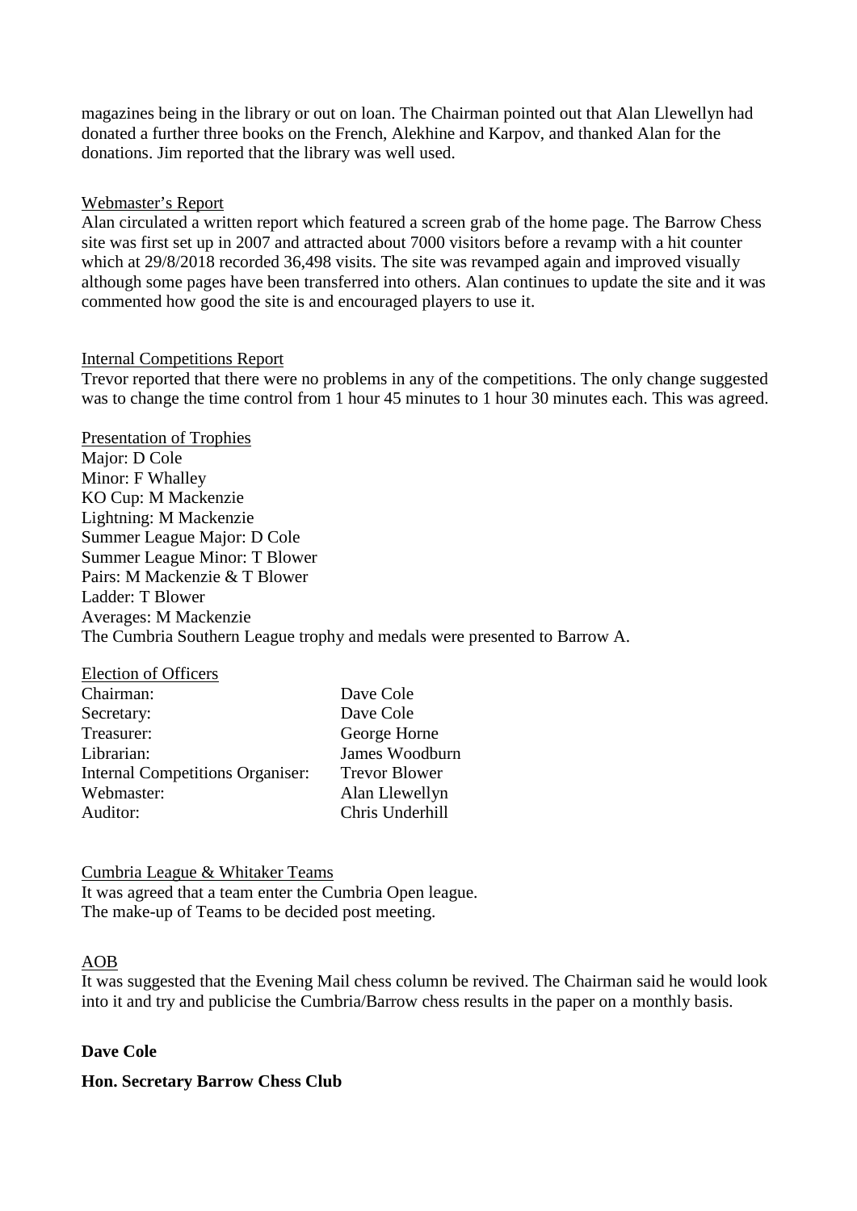magazines being in the library or out on loan. The Chairman pointed out that Alan Llewellyn had donated a further three books on the French, Alekhine and Karpov, and thanked Alan for the donations. Jim reported that the library was well used.

Webmaster's Report

Alan circulated a written report which featured a screen grab of the home page. The Barrow Chess site was first set up in 2007 and attracted about 7000 visitors before a revamp with a hit counter which at 29/8/2018 recorded 36,498 visits. The site was revamped again and improved visually although some pages have been transferred into others. Alan continues to update the site and it was commented how good the site is and encouraged players to use it.

Internal Competitions Report

Trevor reported that there were no problems in any of the competitions. The only change suggested was to change the time control from 1 hour 45 minutes to 1 hour 30 minutes each. This was agreed.

Presentation of Trophies

Major: D Cole
Minor: F Whalley
KO Cup: M Mackenzie
Lightning: M Mackenzie
Summer League Major: D Cole
Summer League Minor: T Blower
Pairs: M Mackenzie & T Blower
Ladder: T Blower
Averages: M Mackenzie
The Cumbria Southern League trophy and medals were presented to Barrow A.

Election of Officers

| | |
|---|---|
| Chairman: | Dave Cole |
| Secretary: | Dave Cole |
| Treasurer: | George Horne |
| Librarian: | James Woodburn |
| Internal Competitions Organiser: | Trevor Blower |
| Webmaster: | Alan Llewellyn |
| Auditor: | Chris Underhill |

Cumbria League & Whitaker Teams

It was agreed that a team enter the Cumbria Open league.
The make-up of Teams to be decided post meeting.

AOB

It was suggested that the Evening Mail chess column be revived. The Chairman said he would look into it and try and publicise the Cumbria/Barrow chess results in the paper on a monthly basis.

**Dave Cole**

**Hon. Secretary Barrow Chess Club**